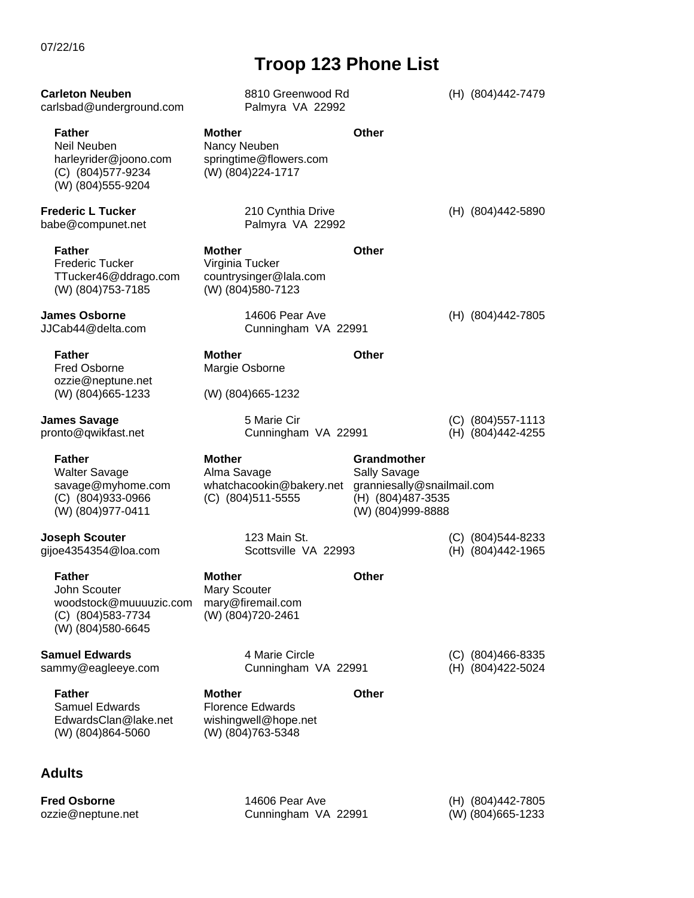07/22/16

# Troop 123 Phone List

**Carleton Neuben**
carlsbad@underground.com

8810 Greenwood Rd
Palmyra VA 22992

(H) (804)442-7479

| **Father** | **Mother** | **Other** |
|---|---|---|
| Neil Neuben | Nancy Neuben | |
| harleyrider@joono.com | springtime@flowers.com | |
| (C) (804)577-9234 | (W) (804)224-1717 | |
| (W) (804)555-9204 | | |

**Frederic L Tucker**
babe@compunet.net

210 Cynthia Drive
Palmyra VA 22992

(H) (804)442-5890

| **Father** | **Mother** | **Other** |
|---|---|---|
| Frederic Tucker | Virginia Tucker | |
| TTucker46@ddrago.com | countrysinger@lala.com | |
| (W) (804)753-7185 | (W) (804)580-7123 | |

**James Osborne**
JJCab44@delta.com

14606 Pear Ave
Cunningham VA 22991

(H) (804)442-7805

| **Father** | **Mother** | **Other** |
|---|---|---|
| Fred Osborne | Margie Osborne | |
| ozzie@neptune.net | | |
| (W) (804)665-1233 | (W) (804)665-1232 | |

**James Savage**
pronto@qwikfast.net

5 Marie Cir
Cunningham VA 22991

(C) (804)557-1113
(H) (804)442-4255

| **Father** | **Mother** | **Grandmother** |
|---|---|---|
| Walter Savage | Alma Savage | Sally Savage |
| savage@myhome.com | whatchacookin@bakery.net | granniesally@snailmail.com |
| (C) (804)933-0966 | (C) (804)511-5555 | (H) (804)487-3535 |
| (W) (804)977-0411 | | (W) (804)999-8888 |

**Joseph Scouter**
gijoe4354354@loa.com

123 Main St.
Scottsville VA 22993

(C) (804)544-8233
(H) (804)442-1965

| **Father** | **Mother** | **Other** |
|---|---|---|
| John Scouter | Mary Scouter | |
| woodstock@muuuuzic.com | mary@firemail.com | |
| (C) (804)583-7734 | (W) (804)720-2461 | |
| (W) (804)580-6645 | | |

**Samuel Edwards**
sammy@eagleeye.com

4 Marie Circle
Cunningham VA 22991

(C) (804)466-8335
(H) (804)422-5024

| **Father** | **Mother** | **Other** |
|---|---|---|
| Samuel Edwards | Florence Edwards | |
| EdwardsClan@lake.net | wishingwell@hope.net | |
| (W) (804)864-5060 | (W) (804)763-5348 | |

## Adults

**Fred Osborne**
ozzie@neptune.net

14606 Pear Ave
Cunningham VA 22991

(H) (804)442-7805
(W) (804)665-1233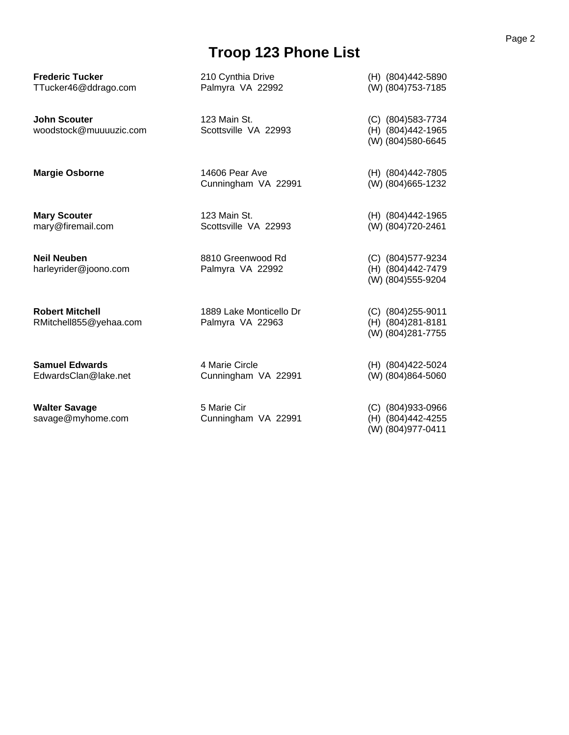# Troop 123 Phone List

| | | |
|---|---|---|
| **Frederic Tucker**<br>TTucker46@ddrago.com | 210 Cynthia Drive<br>Palmyra VA 22992 | (H) (804)442-5890<br>(W) (804)753-7185 |
| **John Scouter**<br>woodstock@muuuuzic.com | 123 Main St.<br>Scottsville VA 22993 | (C) (804)583-7734<br>(H) (804)442-1965<br>(W) (804)580-6645 |
| **Margie Osborne** | 14606 Pear Ave<br>Cunningham VA 22991 | (H) (804)442-7805<br>(W) (804)665-1232 |
| **Mary Scouter**<br>mary@firemail.com | 123 Main St.<br>Scottsville VA 22993 | (H) (804)442-1965<br>(W) (804)720-2461 |
| **Neil Neuben**<br>harleyrider@joono.com | 8810 Greenwood Rd<br>Palmyra VA 22992 | (C) (804)577-9234<br>(H) (804)442-7479<br>(W) (804)555-9204 |
| **Robert Mitchell**<br>RMitchell855@yehaa.com | 1889 Lake Monticello Dr<br>Palmyra VA 22963 | (C) (804)255-9011<br>(H) (804)281-8181<br>(W) (804)281-7755 |
| **Samuel Edwards**<br>EdwardsClan@lake.net | 4 Marie Circle<br>Cunningham VA 22991 | (H) (804)422-5024<br>(W) (804)864-5060 |
| **Walter Savage**<br>savage@myhome.com | 5 Marie Cir<br>Cunningham VA 22991 | (C) (804)933-0966<br>(H) (804)442-4255<br>(W) (804)977-0411 |